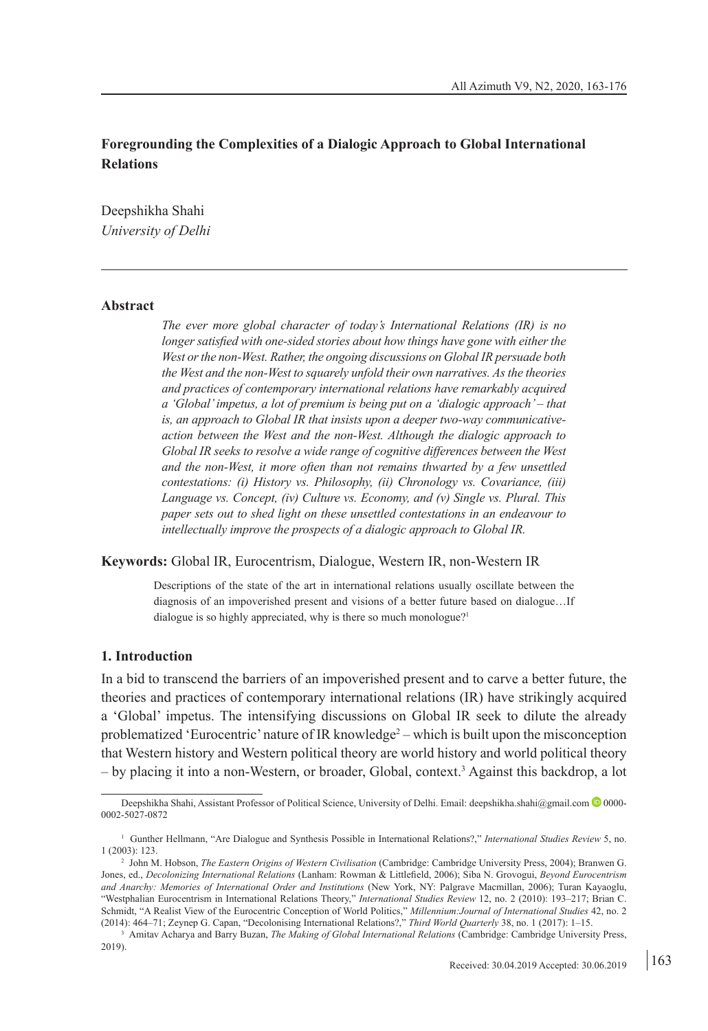# Foregrounding the Complexities of a Dialogic Approach to Global International Relations

Deepshikha Shahi
*University of Delhi*

## Abstract

*The ever more global character of today's International Relations (IR) is no longer satisfied with one-sided stories about how things have gone with either the West or the non-West. Rather, the ongoing discussions on Global IR persuade both the West and the non-West to squarely unfold their own narratives. As the theories and practices of contemporary international relations have remarkably acquired a 'Global' impetus, a lot of premium is being put on a 'dialogic approach' – that is, an approach to Global IR that insists upon a deeper two-way communicative-action between the West and the non-West. Although the dialogic approach to Global IR seeks to resolve a wide range of cognitive differences between the West and the non-West, it more often than not remains thwarted by a few unsettled contestations: (i) History vs. Philosophy, (ii) Chronology vs. Covariance, (iii) Language vs. Concept, (iv) Culture vs. Economy, and (v) Single vs. Plural. This paper sets out to shed light on these unsettled contestations in an endeavour to intellectually improve the prospects of a dialogic approach to Global IR.*

**Keywords:** Global IR, Eurocentrism, Dialogue, Western IR, non-Western IR

> Descriptions of the state of the art in international relations usually oscillate between the diagnosis of an impoverished present and visions of a better future based on dialogue…If dialogue is so highly appreciated, why is there so much monologue?[1]

## 1. Introduction

In a bid to transcend the barriers of an impoverished present and to carve a better future, the theories and practices of contemporary international relations (IR) have strikingly acquired a 'Global' impetus. The intensifying discussions on Global IR seek to dilute the already problematized 'Eurocentric' nature of IR knowledge[2] – which is built upon the misconception that Western history and Western political theory are world history and world political theory – by placing it into a non-Western, or broader, Global, context.[3] Against this backdrop, a lot

---

Deepshikha Shahi, Assistant Professor of Political Science, University of Delhi. Email: deepshikha.shahi@gmail.com 0000-0002-5027-0872

[1] Gunther Hellmann, "Are Dialogue and Synthesis Possible in International Relations?," *International Studies Review* 5, no. 1 (2003): 123.

[2] John M. Hobson, *The Eastern Origins of Western Civilisation* (Cambridge: Cambridge University Press, 2004); Branwen G. Jones, ed., *Decolonizing International Relations* (Lanham: Rowman & Littlefield, 2006); Siba N. Grovogui, *Beyond Eurocentrism and Anarchy: Memories of International Order and Institutions* (New York, NY: Palgrave Macmillan, 2006); Turan Kayaoglu, "Westphalian Eurocentrism in International Relations Theory," *International Studies Review* 12, no. 2 (2010): 193–217; Brian C. Schmidt, "A Realist View of the Eurocentric Conception of World Politics," *Millennium:Journal of International Studies* 42, no. 2 (2014): 464–71; Zeynep G. Capan, "Decolonising International Relations?," *Third World Quarterly* 38, no. 1 (2017): 1–15.

[3] Amitav Acharya and Barry Buzan, *The Making of Global International Relations* (Cambridge: Cambridge University Press, 2019).

Received: 30.04.2019 Accepted: 30.06.2019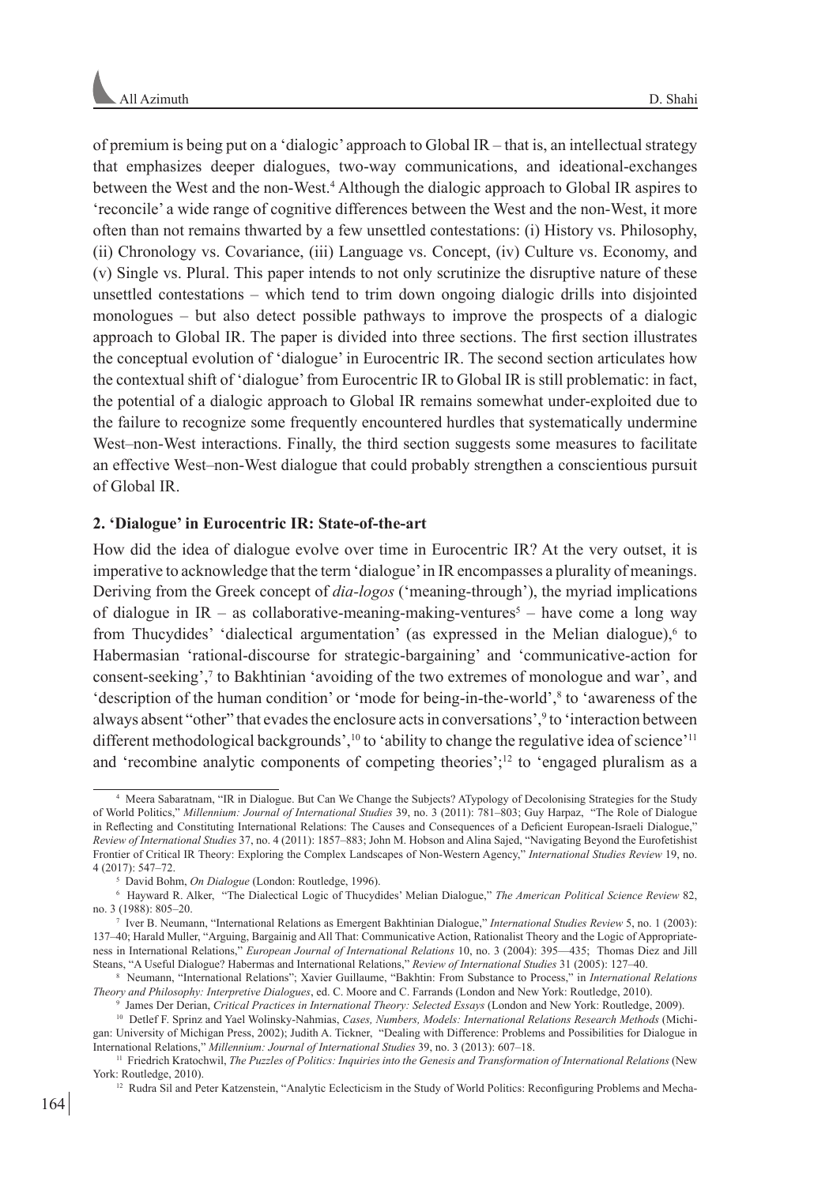of premium is being put on a 'dialogic' approach to Global IR – that is, an intellectual strategy that emphasizes deeper dialogues, two-way communications, and ideational-exchanges between the West and the non-West.[4] Although the dialogic approach to Global IR aspires to 'reconcile' a wide range of cognitive differences between the West and the non-West, it more often than not remains thwarted by a few unsettled contestations: (i) History vs. Philosophy, (ii) Chronology vs. Covariance, (iii) Language vs. Concept, (iv) Culture vs. Economy, and (v) Single vs. Plural. This paper intends to not only scrutinize the disruptive nature of these unsettled contestations – which tend to trim down ongoing dialogic drills into disjointed monologues – but also detect possible pathways to improve the prospects of a dialogic approach to Global IR. The paper is divided into three sections. The first section illustrates the conceptual evolution of 'dialogue' in Eurocentric IR. The second section articulates how the contextual shift of 'dialogue' from Eurocentric IR to Global IR is still problematic: in fact, the potential of a dialogic approach to Global IR remains somewhat under-exploited due to the failure to recognize some frequently encountered hurdles that systematically undermine West–non-West interactions. Finally, the third section suggests some measures to facilitate an effective West–non-West dialogue that could probably strengthen a conscientious pursuit of Global IR.

## 2. 'Dialogue' in Eurocentric IR: State-of-the-art

How did the idea of dialogue evolve over time in Eurocentric IR? At the very outset, it is imperative to acknowledge that the term 'dialogue' in IR encompasses a plurality of meanings. Deriving from the Greek concept of *dia-logos* ('meaning-through'), the myriad implications of dialogue in IR – as collaborative-meaning-making-ventures[5] – have come a long way from Thucydides' 'dialectical argumentation' (as expressed in the Melian dialogue),[6] to Habermasian 'rational-discourse for strategic-bargaining' and 'communicative-action for consent-seeking',[7] to Bakhtinian 'avoiding of the two extremes of monologue and war', and 'description of the human condition' or 'mode for being-in-the-world',[8] to 'awareness of the always absent "other" that evades the enclosure acts in conversations',[9] to 'interaction between different methodological backgrounds',[10] to 'ability to change the regulative idea of science'[11] and 'recombine analytic components of competing theories';[12] to 'engaged pluralism as a

---

[4] Meera Sabaratnam, "IR in Dialogue. But Can We Change the Subjects? ATypology of Decolonising Strategies for the Study of World Politics," *Millennium: Journal of International Studies* 39, no. 3 (2011): 781–803; Guy Harpaz, "The Role of Dialogue in Reflecting and Constituting International Relations: The Causes and Consequences of a Deficient European-Israeli Dialogue," *Review of International Studies* 37, no. 4 (2011): 1857–883; John M. Hobson and Alina Sajed, "Navigating Beyond the Eurofetishist Frontier of Critical IR Theory: Exploring the Complex Landscapes of Non-Western Agency," *International Studies Review* 19, no. 4 (2017): 547–72.

[5] David Bohm, *On Dialogue* (London: Routledge, 1996).

[6] Hayward R. Alker, "The Dialectical Logic of Thucydides' Melian Dialogue," *The American Political Science Review* 82, no. 3 (1988): 805–20.

[7] Iver B. Neumann, "International Relations as Emergent Bakhtinian Dialogue," *International Studies Review* 5, no. 1 (2003): 137–40; Harald Muller, "Arguing, Bargainig and All That: Communicative Action, Rationalist Theory and the Logic of Appropriateness in International Relations," *European Journal of International Relations* 10, no. 3 (2004): 395—435; Thomas Diez and Jill Steans, "A Useful Dialogue? Habermas and International Relations," *Review of International Studies* 31 (2005): 127–40.

[8] Neumann, "International Relations"; Xavier Guillaume, "Bakhtin: From Substance to Process," in *International Relations Theory and Philosophy: Interpretive Dialogues*, ed. C. Moore and C. Farrands (London and New York: Routledge, 2010).

[9] James Der Derian, *Critical Practices in International Theory: Selected Essays* (London and New York: Routledge, 2009).

[10] Detlef F. Sprinz and Yael Wolinsky-Nahmias, *Cases, Numbers, Models: International Relations Research Methods* (Michigan: University of Michigan Press, 2002); Judith A. Tickner, "Dealing with Difference: Problems and Possibilities for Dialogue in International Relations," *Millennium: Journal of International Studies* 39, no. 3 (2013): 607–18.

[11] Friedrich Kratochwil, *The Puzzles of Politics: Inquiries into the Genesis and Transformation of International Relations* (New York: Routledge, 2010).

[12] Rudra Sil and Peter Katzenstein, "Analytic Eclecticism in the Study of World Politics: Reconfiguring Problems and Mecha-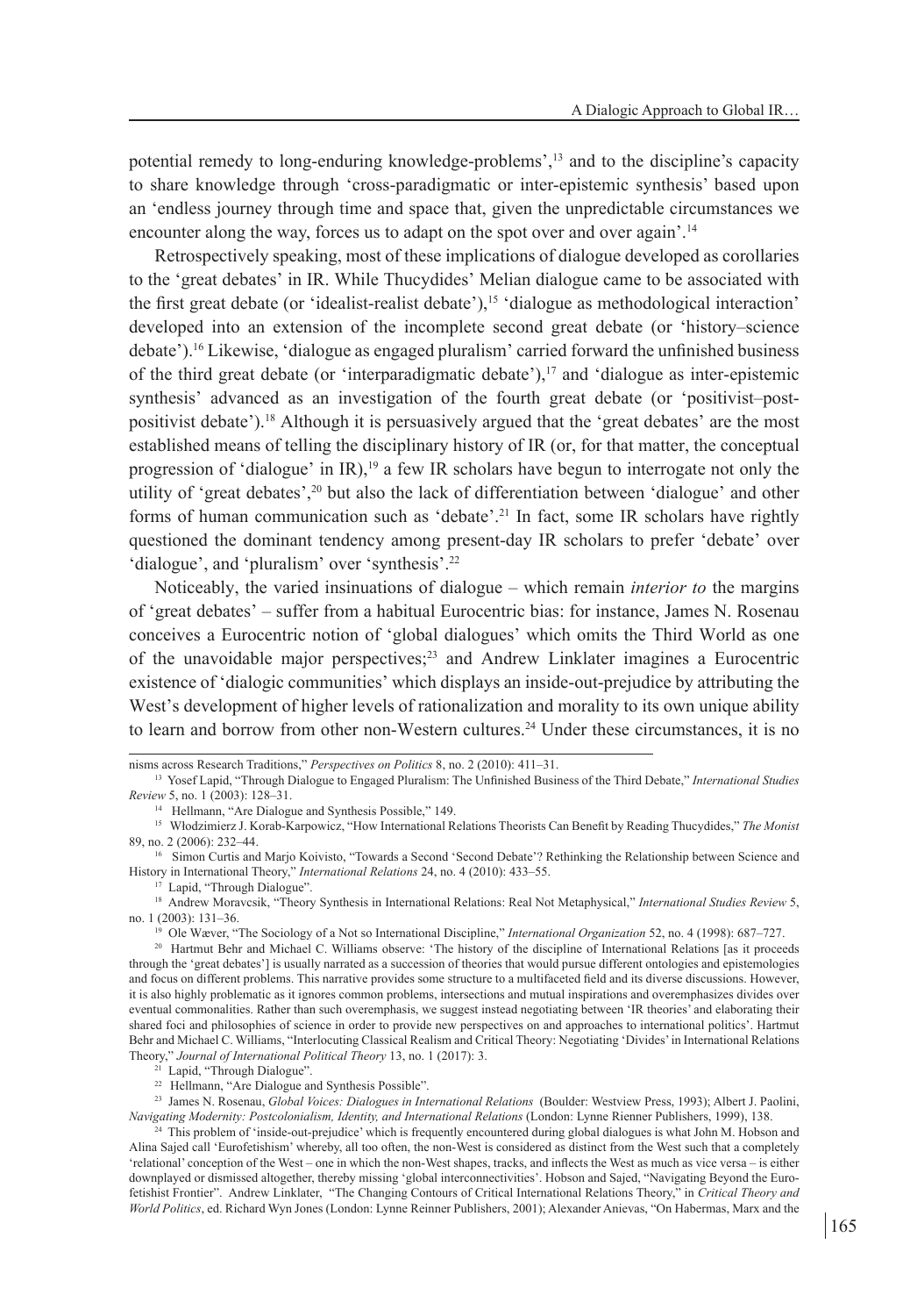potential remedy to long-enduring knowledge-problems',[13] and to the discipline's capacity to share knowledge through 'cross-paradigmatic or inter-epistemic synthesis' based upon an 'endless journey through time and space that, given the unpredictable circumstances we encounter along the way, forces us to adapt on the spot over and over again'.[14]

Retrospectively speaking, most of these implications of dialogue developed as corollaries to the 'great debates' in IR. While Thucydides' Melian dialogue came to be associated with the first great debate (or 'idealist-realist debate'),[15] 'dialogue as methodological interaction' developed into an extension of the incomplete second great debate (or 'history–science debate').[16] Likewise, 'dialogue as engaged pluralism' carried forward the unfinished business of the third great debate (or 'interparadigmatic debate'),[17] and 'dialogue as inter-epistemic synthesis' advanced as an investigation of the fourth great debate (or 'positivist–post-positivist debate').[18] Although it is persuasively argued that the 'great debates' are the most established means of telling the disciplinary history of IR (or, for that matter, the conceptual progression of 'dialogue' in IR),[19] a few IR scholars have begun to interrogate not only the utility of 'great debates',[20] but also the lack of differentiation between 'dialogue' and other forms of human communication such as 'debate'.[21] In fact, some IR scholars have rightly questioned the dominant tendency among present-day IR scholars to prefer 'debate' over 'dialogue', and 'pluralism' over 'synthesis'.[22]

Noticeably, the varied insinuations of dialogue – which remain *interior to* the margins of 'great debates' – suffer from a habitual Eurocentric bias: for instance, James N. Rosenau conceives a Eurocentric notion of 'global dialogues' which omits the Third World as one of the unavoidable major perspectives;[23] and Andrew Linklater imagines a Eurocentric existence of 'dialogic communities' which displays an inside-out-prejudice by attributing the West's development of higher levels of rationalization and morality to its own unique ability to learn and borrow from other non-Western cultures.[24] Under these circumstances, it is no

---

nisms across Research Traditions," *Perspectives on Politics* 8, no. 2 (2010): 411–31.

[13] Yosef Lapid, "Through Dialogue to Engaged Pluralism: The Unfinished Business of the Third Debate," *International Studies Review* 5, no. 1 (2003): 128–31.

[14] Hellmann, "Are Dialogue and Synthesis Possible," 149.

[15] Włodzimierz J. Korab-Karpowicz, "How International Relations Theorists Can Benefit by Reading Thucydides," *The Monist* 89, no. 2 (2006): 232–44.

[16] Simon Curtis and Marjo Koivisto, "Towards a Second 'Second Debate'? Rethinking the Relationship between Science and History in International Theory," *International Relations* 24, no. 4 (2010): 433–55.

[17] Lapid, "Through Dialogue".

[18] Andrew Moravcsik, "Theory Synthesis in International Relations: Real Not Metaphysical," *International Studies Review* 5, no. 1 (2003): 131–36.

[19] Ole Wæver, "The Sociology of a Not so International Discipline," *International Organization* 52, no. 4 (1998): 687–727.

[20] Hartmut Behr and Michael C. Williams observe: 'The history of the discipline of International Relations [as it proceeds through the 'great debates'] is usually narrated as a succession of theories that would pursue different ontologies and epistemologies and focus on different problems. This narrative provides some structure to a multifaceted field and its diverse discussions. However, it is also highly problematic as it ignores common problems, intersections and mutual inspirations and overemphasizes divides over eventual commonalities. Rather than such overemphasis, we suggest instead negotiating between 'IR theories' and elaborating their shared foci and philosophies of science in order to provide new perspectives on and approaches to international politics'. Hartmut Behr and Michael C. Williams, "Interlocuting Classical Realism and Critical Theory: Negotiating 'Divides' in International Relations Theory," *Journal of International Political Theory* 13, no. 1 (2017): 3.

[21] Lapid, "Through Dialogue".

[22] Hellmann, "Are Dialogue and Synthesis Possible".

[23] James N. Rosenau, *Global Voices: Dialogues in International Relations* (Boulder: Westview Press, 1993); Albert J. Paolini, *Navigating Modernity: Postcolonialism, Identity, and International Relations* (London: Lynne Rienner Publishers, 1999), 138.

[24] This problem of 'inside-out-prejudice' which is frequently encountered during global dialogues is what John M. Hobson and Alina Sajed call 'Eurofetishism' whereby, all too often, the non-West is considered as distinct from the West such that a completely 'relational' conception of the West – one in which the non-West shapes, tracks, and inflects the West as much as vice versa – is either downplayed or dismissed altogether, thereby missing 'global interconnectivities'. Hobson and Sajed, "Navigating Beyond the Eurofetishist Frontier". Andrew Linklater, "The Changing Contours of Critical International Relations Theory," in *Critical Theory and World Politics*, ed. Richard Wyn Jones (London: Lynne Reinner Publishers, 2001); Alexander Anievas, "On Habermas, Marx and the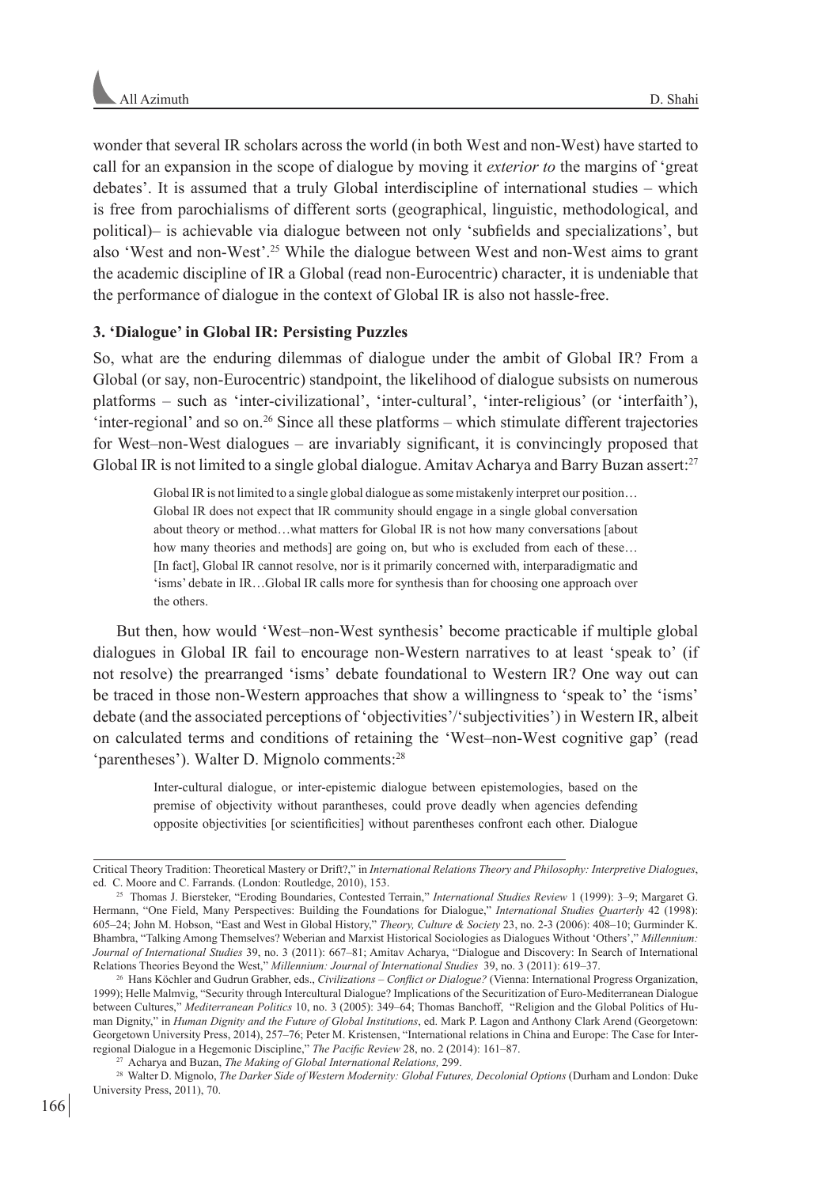wonder that several IR scholars across the world (in both West and non-West) have started to call for an expansion in the scope of dialogue by moving it *exterior to* the margins of 'great debates'. It is assumed that a truly Global interdiscipline of international studies – which is free from parochialisms of different sorts (geographical, linguistic, methodological, and political)– is achievable via dialogue between not only 'subfields and specializations', but also 'West and non-West'.[25] While the dialogue between West and non-West aims to grant the academic discipline of IR a Global (read non-Eurocentric) character, it is undeniable that the performance of dialogue in the context of Global IR is also not hassle-free.

### 3. 'Dialogue' in Global IR: Persisting Puzzles

So, what are the enduring dilemmas of dialogue under the ambit of Global IR? From a Global (or say, non-Eurocentric) standpoint, the likelihood of dialogue subsists on numerous platforms – such as 'inter-civilizational', 'inter-cultural', 'inter-religious' (or 'interfaith'), 'inter-regional' and so on.[26] Since all these platforms – which stimulate different trajectories for West–non-West dialogues – are invariably significant, it is convincingly proposed that Global IR is not limited to a single global dialogue. Amitav Acharya and Barry Buzan assert:[27]

> Global IR is not limited to a single global dialogue as some mistakenly interpret our position… Global IR does not expect that IR community should engage in a single global conversation about theory or method…what matters for Global IR is not how many conversations [about how many theories and methods] are going on, but who is excluded from each of these… [In fact], Global IR cannot resolve, nor is it primarily concerned with, interparadigmatic and 'isms' debate in IR…Global IR calls more for synthesis than for choosing one approach over the others.

But then, how would 'West–non-West synthesis' become practicable if multiple global dialogues in Global IR fail to encourage non-Western narratives to at least 'speak to' (if not resolve) the prearranged 'isms' debate foundational to Western IR? One way out can be traced in those non-Western approaches that show a willingness to 'speak to' the 'isms' debate (and the associated perceptions of 'objectivities'/'subjectivities') in Western IR, albeit on calculated terms and conditions of retaining the 'West–non-West cognitive gap' (read 'parentheses'). Walter D. Mignolo comments:[28]

> Inter-cultural dialogue, or inter-epistemic dialogue between epistemologies, based on the premise of objectivity without parantheses, could prove deadly when agencies defending opposite objectivities [or scientificities] without parentheses confront each other. Dialogue

---

Critical Theory Tradition: Theoretical Mastery or Drift?," in *International Relations Theory and Philosophy: Interpretive Dialogues*, ed. C. Moore and C. Farrands. (London: Routledge, 2010), 153.

[25] Thomas J. Biersteker, "Eroding Boundaries, Contested Terrain," *International Studies Review* 1 (1999): 3–9; Margaret G. Hermann, "One Field, Many Perspectives: Building the Foundations for Dialogue," *International Studies Quarterly* 42 (1998): 605–24; John M. Hobson, "East and West in Global History," *Theory, Culture & Society* 23, no. 2-3 (2006): 408–10; Gurminder K. Bhambra, "Talking Among Themselves? Weberian and Marxist Historical Sociologies as Dialogues Without 'Others'," *Millennium: Journal of International Studies* 39, no. 3 (2011): 667–81; Amitav Acharya, "Dialogue and Discovery: In Search of International Relations Theories Beyond the West," *Millennium: Journal of International Studies* 39, no. 3 (2011): 619–37.

[26] Hans Köchler and Gudrun Grabher, eds., *Civilizations – Conflict or Dialogue?* (Vienna: International Progress Organization, 1999); Helle Malmvig, "Security through Intercultural Dialogue? Implications of the Securitization of Euro-Mediterranean Dialogue between Cultures," *Mediterranean Politics* 10, no. 3 (2005): 349–64; Thomas Banchoff, "Religion and the Global Politics of Human Dignity," in *Human Dignity and the Future of Global Institutions*, ed. Mark P. Lagon and Anthony Clark Arend (Georgetown: Georgetown University Press, 2014), 257–76; Peter M. Kristensen, "International relations in China and Europe: The Case for Interregional Dialogue in a Hegemonic Discipline," *The Pacific Review* 28, no. 2 (2014): 161–87.

[27] Acharya and Buzan, *The Making of Global International Relations,* 299.

[28] Walter D. Mignolo, *The Darker Side of Western Modernity: Global Futures, Decolonial Options* (Durham and London: Duke University Press, 2011), 70.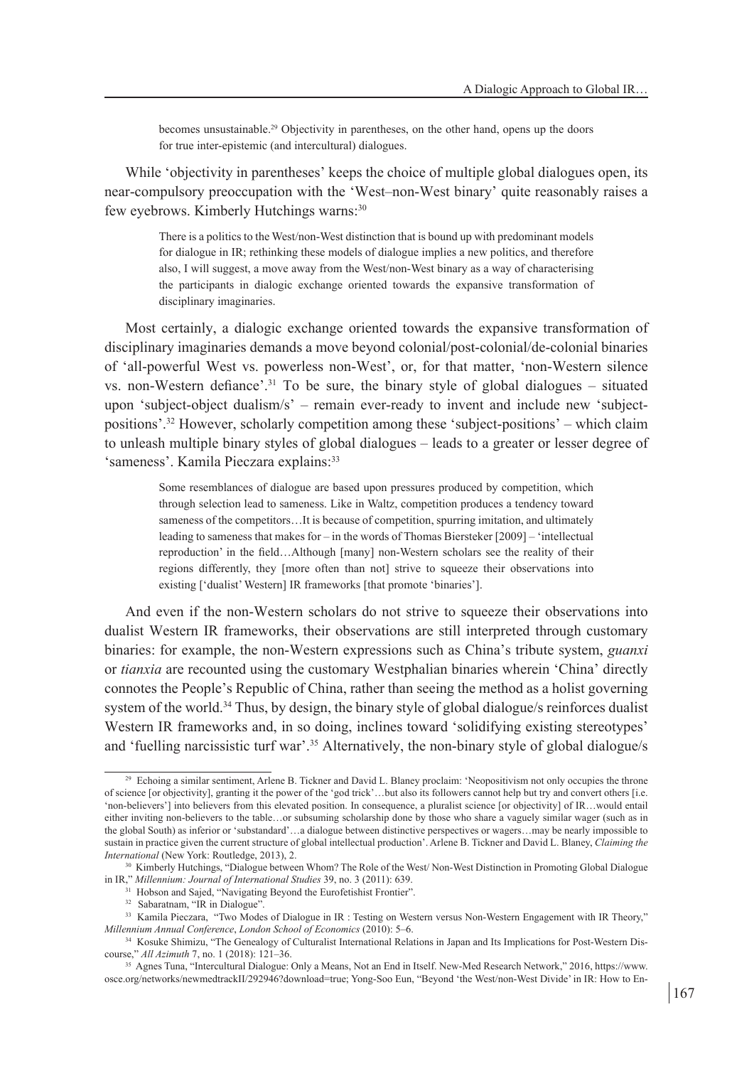> becomes unsustainable.[29] Objectivity in parentheses, on the other hand, opens up the doors for true inter-epistemic (and intercultural) dialogues.

While 'objectivity in parentheses' keeps the choice of multiple global dialogues open, its near-compulsory preoccupation with the 'West–non-West binary' quite reasonably raises a few eyebrows. Kimberly Hutchings warns:[30]

> There is a politics to the West/non-West distinction that is bound up with predominant models for dialogue in IR; rethinking these models of dialogue implies a new politics, and therefore also, I will suggest, a move away from the West/non-West binary as a way of characterising the participants in dialogic exchange oriented towards the expansive transformation of disciplinary imaginaries.

Most certainly, a dialogic exchange oriented towards the expansive transformation of disciplinary imaginaries demands a move beyond colonial/post-colonial/de-colonial binaries of 'all-powerful West vs. powerless non-West', or, for that matter, 'non-Western silence vs. non-Western defiance'.[31] To be sure, the binary style of global dialogues – situated upon 'subject-object dualism/s' – remain ever-ready to invent and include new 'subject-positions'.[32] However, scholarly competition among these 'subject-positions' – which claim to unleash multiple binary styles of global dialogues – leads to a greater or lesser degree of 'sameness'. Kamila Pieczara explains:[33]

> Some resemblances of dialogue are based upon pressures produced by competition, which through selection lead to sameness. Like in Waltz, competition produces a tendency toward sameness of the competitors…It is because of competition, spurring imitation, and ultimately leading to sameness that makes for – in the words of Thomas Biersteker [2009] – 'intellectual reproduction' in the field…Although [many] non-Western scholars see the reality of their regions differently, they [more often than not] strive to squeeze their observations into existing ['dualist' Western] IR frameworks [that promote 'binaries'].

And even if the non-Western scholars do not strive to squeeze their observations into dualist Western IR frameworks, their observations are still interpreted through customary binaries: for example, the non-Western expressions such as China's tribute system, *guanxi* or *tianxia* are recounted using the customary Westphalian binaries wherein 'China' directly connotes the People's Republic of China, rather than seeing the method as a holist governing system of the world.[34] Thus, by design, the binary style of global dialogue/s reinforces dualist Western IR frameworks and, in so doing, inclines toward 'solidifying existing stereotypes' and 'fuelling narcissistic turf war'.[35] Alternatively, the non-binary style of global dialogue/s

---

[29] Echoing a similar sentiment, Arlene B. Tickner and David L. Blaney proclaim: 'Neopositivism not only occupies the throne of science [or objectivity], granting it the power of the 'god trick'…but also its followers cannot help but try and convert others [i.e. 'non-believers'] into believers from this elevated position. In consequence, a pluralist science [or objectivity] of IR…would entail either inviting non-believers to the table…or subsuming scholarship done by those who share a vaguely similar wager (such as in the global South) as inferior or 'substandard'…a dialogue between distinctive perspectives or wagers…may be nearly impossible to sustain in practice given the current structure of global intellectual production'. Arlene B. Tickner and David L. Blaney, *Claiming the International* (New York: Routledge, 2013), 2.

[30] Kimberly Hutchings, "Dialogue between Whom? The Role of the West/ Non-West Distinction in Promoting Global Dialogue in IR," *Millennium: Journal of International Studies* 39, no. 3 (2011): 639.

[31] Hobson and Sajed, "Navigating Beyond the Eurofetishist Frontier".

[32] Sabaratnam, "IR in Dialogue".

[33] Kamila Pieczara, "Two Modes of Dialogue in IR : Testing on Western versus Non-Western Engagement with IR Theory," *Millennium Annual Conference*, *London School of Economics* (2010): 5–6.

[34] Kosuke Shimizu, "The Genealogy of Culturalist International Relations in Japan and Its Implications for Post-Western Discourse," *All Azimuth* 7, no. 1 (2018): 121–36.

[35] Agnes Tuna, "Intercultural Dialogue: Only a Means, Not an End in Itself. New-Med Research Network," 2016, https://www.osce.org/networks/newmedtrackII/292946?download=true; Yong-Soo Eun, "Beyond 'the West/non-West Divide' in IR: How to En-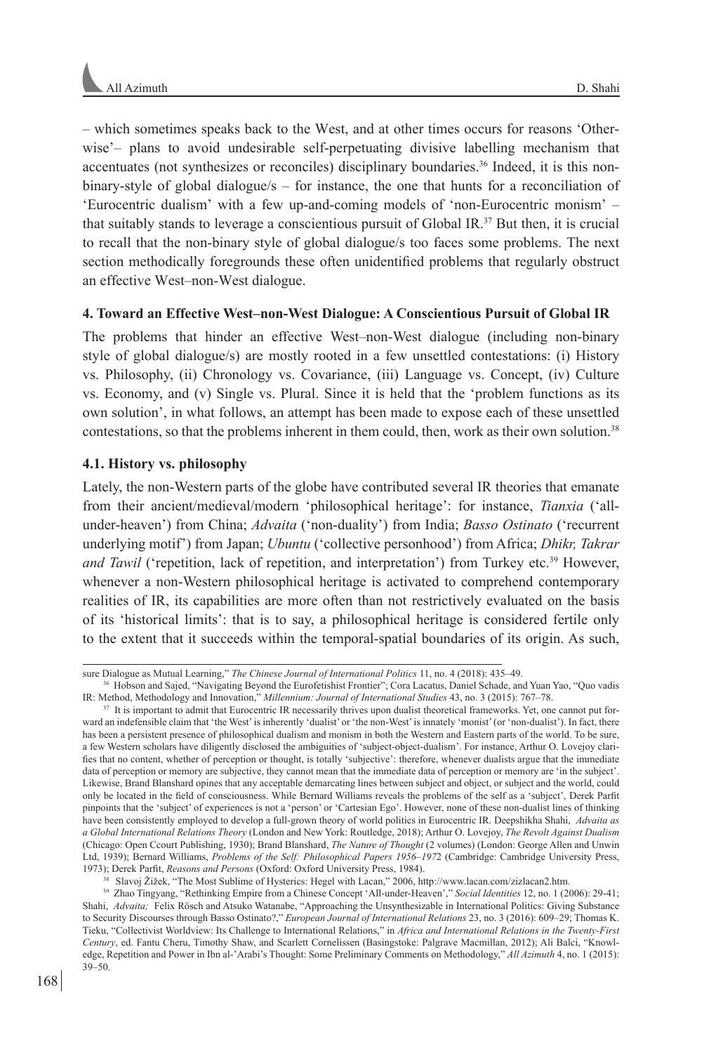– which sometimes speaks back to the West, and at other times occurs for reasons 'Otherwise'– plans to avoid undesirable self-perpetuating divisive labelling mechanism that accentuates (not synthesizes or reconciles) disciplinary boundaries.[36] Indeed, it is this non-binary-style of global dialogue/s – for instance, the one that hunts for a reconciliation of 'Eurocentric dualism' with a few up-and-coming models of 'non-Eurocentric monism' – that suitably stands to leverage a conscientious pursuit of Global IR.[37] But then, it is crucial to recall that the non-binary style of global dialogue/s too faces some problems. The next section methodically foregrounds these often unidentified problems that regularly obstruct an effective West–non-West dialogue.

## 4. Toward an Effective West–non-West Dialogue: A Conscientious Pursuit of Global IR

The problems that hinder an effective West–non-West dialogue (including non-binary style of global dialogue/s) are mostly rooted in a few unsettled contestations: (i) History vs. Philosophy, (ii) Chronology vs. Covariance, (iii) Language vs. Concept, (iv) Culture vs. Economy, and (v) Single vs. Plural. Since it is held that the 'problem functions as its own solution', in what follows, an attempt has been made to expose each of these unsettled contestations, so that the problems inherent in them could, then, work as their own solution.[38]

### 4.1. History vs. philosophy

Lately, the non-Western parts of the globe have contributed several IR theories that emanate from their ancient/medieval/modern 'philosophical heritage': for instance, *Tianxia* ('all-under-heaven') from China; *Advaita* ('non-duality') from India; *Basso Ostinato* ('recurrent underlying motif') from Japan; *Ubuntu* ('collective personhood') from Africa; *Dhikr, Takrar and Tawil* ('repetition, lack of repetition, and interpretation') from Turkey etc.[39] However, whenever a non-Western philosophical heritage is activated to comprehend contemporary realities of IR, its capabilities are more often than not restrictively evaluated on the basis of its 'historical limits': that is to say, a philosophical heritage is considered fertile only to the extent that it succeeds within the temporal-spatial boundaries of its origin. As such,

---

sure Dialogue as Mutual Learning," *The Chinese Journal of International Politics* 11, no. 4 (2018): 435–49.

[36] Hobson and Sajed, "Navigating Beyond the Eurofetishist Frontier"; Cora Lacatus, Daniel Schade, and Yuan Yao, "Quo vadis IR: Method, Methodology and Innovation," *Millennium: Journal of International Studies* 43, no. 3 (2015): 767–78.

[37] It is important to admit that Eurocentric IR necessarily thrives upon dualist theoretical frameworks. Yet, one cannot put forward an indefensible claim that 'the West' is inherently 'dualist' or 'the non-West' is innately 'monist' (or 'non-dualist'). In fact, there has been a persistent presence of philosophical dualism and monism in both the Western and Eastern parts of the world. To be sure, a few Western scholars have diligently disclosed the ambiguities of 'subject-object-dualism'. For instance, Arthur O. Lovejoy clarifies that no content, whether of perception or thought, is totally 'subjective': therefore, whenever dualists argue that the immediate data of perception or memory are subjective, they cannot mean that the immediate data of perception or memory are 'in the subject'. Likewise, Brand Blanshard opines that any acceptable demarcating lines between subject and object, or subject and the world, could only be located in the field of consciousness. While Bernard Williams reveals the problems of the self as a 'subject', Derek Parfit pinpoints that the 'subject' of experiences is not a 'person' or 'Cartesian Ego'. However, none of these non-dualist lines of thinking have been consistently employed to develop a full-grown theory of world politics in Eurocentric IR. Deepshikha Shahi, *Advaita as a Global International Relations Theory* (London and New York: Routledge, 2018); Arthur O. Lovejoy, *The Revolt Against Dualism* (Chicago: Open Ccourt Publishing, 1930); Brand Blanshard, *The Nature of Thought* (2 volumes) (London: George Allen and Unwin Ltd, 1939); Bernard Williams, *Problems of the Self: Philosophical Papers 1956–1972* (Cambridge: Cambridge University Press, 1973); Derek Parfit, *Reasons and Persons* (Oxford: Oxford University Press, 1984).

[38] Slavoj Žižek, "The Most Sublime of Hysterics: Hegel with Lacan," 2006, http://www.lacan.com/zizlacan2.htm.

[39] Zhao Tingyang, "Rethinking Empire from a Chinese Concept 'All-under-Heaven'," *Social Identities* 12, no. 1 (2006): 29-41; Shahi, *Advaita;* Felix Rösch and Atsuko Watanabe, "Approaching the Unsynthesizable in International Politics: Giving Substance to Security Discourses through Basso Ostinato?," *European Journal of International Relations* 23, no. 3 (2016): 609–29; Thomas K. Tieku, "Collectivist Worldview: Its Challenge to International Relations," in *Africa and International Relations in the Twenty-First Century*, ed. Fantu Cheru, Timothy Shaw, and Scarlett Cornelissen (Basingstoke: Palgrave Macmillan, 2012); Ali Balci, "Knowledge, Repetition and Power in Ibn al-'Arabi's Thought: Some Preliminary Comments on Methodology," *All Azimuth* 4, no. 1 (2015): 39–50.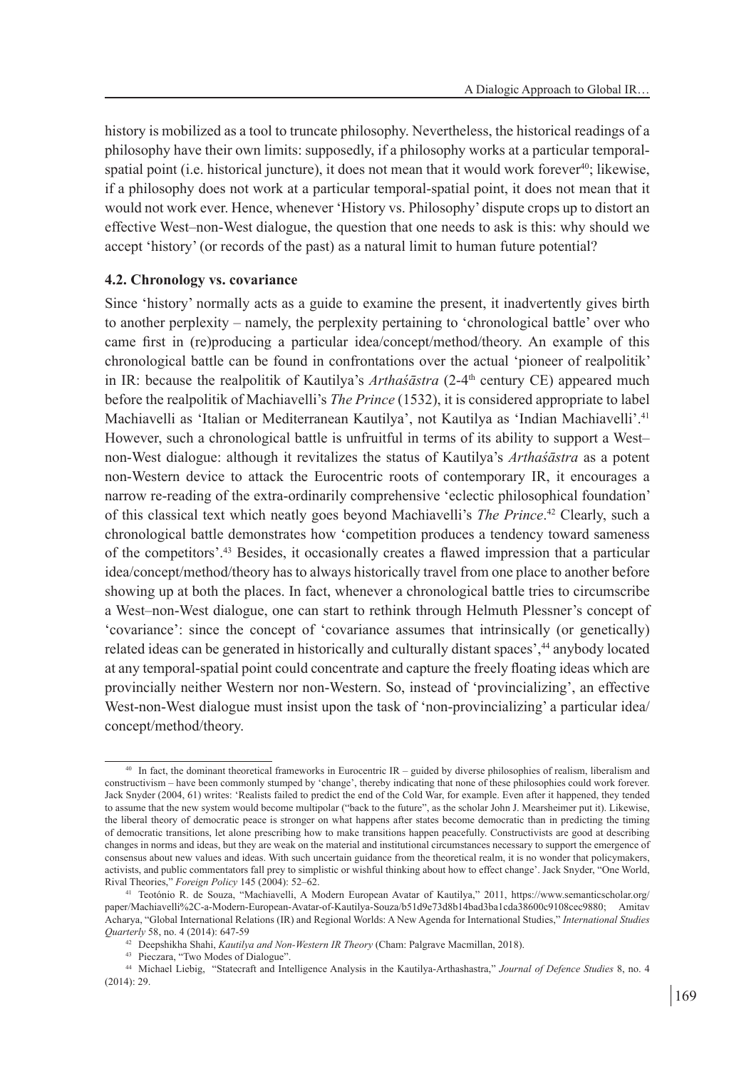history is mobilized as a tool to truncate philosophy. Nevertheless, the historical readings of a philosophy have their own limits: supposedly, if a philosophy works at a particular temporal-spatial point (i.e. historical juncture), it does not mean that it would work forever[40]; likewise, if a philosophy does not work at a particular temporal-spatial point, it does not mean that it would not work ever. Hence, whenever 'History vs. Philosophy' dispute crops up to distort an effective West–non-West dialogue, the question that one needs to ask is this: why should we accept 'history' (or records of the past) as a natural limit to human future potential?

### 4.2. Chronology vs. covariance

Since 'history' normally acts as a guide to examine the present, it inadvertently gives birth to another perplexity – namely, the perplexity pertaining to 'chronological battle' over who came first in (re)producing a particular idea/concept/method/theory. An example of this chronological battle can be found in confrontations over the actual 'pioneer of realpolitik' in IR: because the realpolitik of Kautilya's *Arthaśāstra* (2-4th century CE) appeared much before the realpolitik of Machiavelli's *The Prince* (1532), it is considered appropriate to label Machiavelli as 'Italian or Mediterranean Kautilya', not Kautilya as 'Indian Machiavelli'.[41] However, such a chronological battle is unfruitful in terms of its ability to support a West–non-West dialogue: although it revitalizes the status of Kautilya's *Arthaśāstra* as a potent non-Western device to attack the Eurocentric roots of contemporary IR, it encourages a narrow re-reading of the extra-ordinarily comprehensive 'eclectic philosophical foundation' of this classical text which neatly goes beyond Machiavelli's *The Prince*.[42] Clearly, such a chronological battle demonstrates how 'competition produces a tendency toward sameness of the competitors'.[43] Besides, it occasionally creates a flawed impression that a particular idea/concept/method/theory has to always historically travel from one place to another before showing up at both the places. In fact, whenever a chronological battle tries to circumscribe a West–non-West dialogue, one can start to rethink through Helmuth Plessner's concept of 'covariance': since the concept of 'covariance assumes that intrinsically (or genetically) related ideas can be generated in historically and culturally distant spaces',[44] anybody located at any temporal-spatial point could concentrate and capture the freely floating ideas which are provincially neither Western nor non-Western. So, instead of 'provincializing', an effective West-non-West dialogue must insist upon the task of 'non-provincializing' a particular idea/concept/method/theory.

---

[40] In fact, the dominant theoretical frameworks in Eurocentric IR – guided by diverse philosophies of realism, liberalism and constructivism – have been commonly stumped by 'change', thereby indicating that none of these philosophies could work forever. Jack Snyder (2004, 61) writes: 'Realists failed to predict the end of the Cold War, for example. Even after it happened, they tended to assume that the new system would become multipolar ("back to the future", as the scholar John J. Mearsheimer put it). Likewise, the liberal theory of democratic peace is stronger on what happens after states become democratic than in predicting the timing of democratic transitions, let alone prescribing how to make transitions happen peacefully. Constructivists are good at describing changes in norms and ideas, but they are weak on the material and institutional circumstances necessary to support the emergence of consensus about new values and ideas. With such uncertain guidance from the theoretical realm, it is no wonder that policymakers, activists, and public commentators fall prey to simplistic or wishful thinking about how to effect change'. Jack Snyder, "One World, Rival Theories," *Foreign Policy* 145 (2004): 52–62.

[41] Teotónio R. de Souza, "Machiavelli, A Modern European Avatar of Kautilya," 2011, https://www.semanticscholar.org/paper/Machiavelli%2C-a-Modern-European-Avatar-of-Kautilya-Souza/b51d9e73d8b14bad3ba1cda38600c9108cec9880; Amitav Acharya, "Global International Relations (IR) and Regional Worlds: A New Agenda for International Studies," *International Studies Quarterly* 58, no. 4 (2014): 647-59

[42] Deepshikha Shahi, *Kautilya and Non-Western IR Theory* (Cham: Palgrave Macmillan, 2018).

[43] Pieczara, "Two Modes of Dialogue".

[44] Michael Liebig, "Statecraft and Intelligence Analysis in the Kautilya-Arthashastra," *Journal of Defence Studies* 8, no. 4 (2014): 29.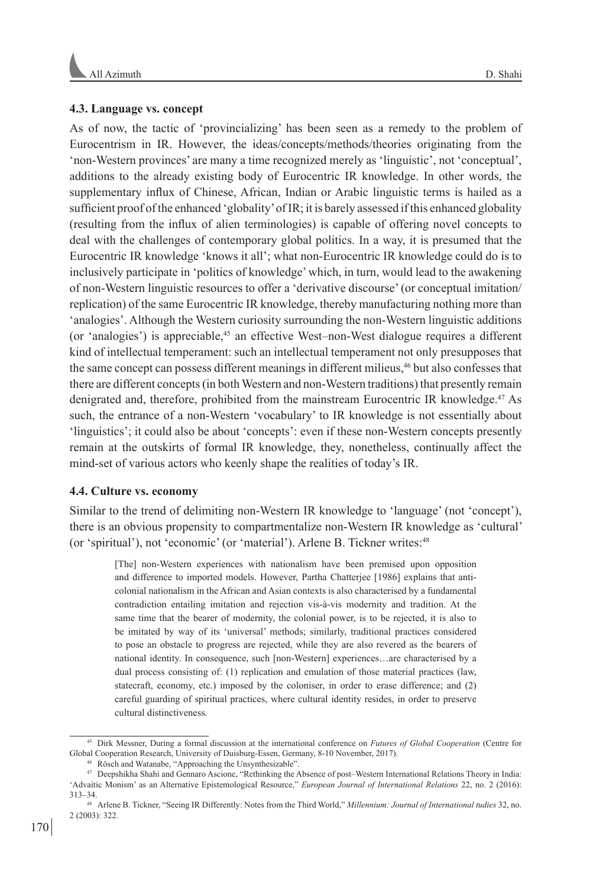### 4.3. Language vs. concept

As of now, the tactic of 'provincializing' has been seen as a remedy to the problem of Eurocentrism in IR. However, the ideas/concepts/methods/theories originating from the 'non-Western provinces' are many a time recognized merely as 'linguistic', not 'conceptual', additions to the already existing body of Eurocentric IR knowledge. In other words, the supplementary influx of Chinese, African, Indian or Arabic linguistic terms is hailed as a sufficient proof of the enhanced 'globality' of IR; it is barely assessed if this enhanced globality (resulting from the influx of alien terminologies) is capable of offering novel concepts to deal with the challenges of contemporary global politics. In a way, it is presumed that the Eurocentric IR knowledge 'knows it all'; what non-Eurocentric IR knowledge could do is to inclusively participate in 'politics of knowledge' which, in turn, would lead to the awakening of non-Western linguistic resources to offer a 'derivative discourse' (or conceptual imitation/replication) of the same Eurocentric IR knowledge, thereby manufacturing nothing more than 'analogies'. Although the Western curiosity surrounding the non-Western linguistic additions (or 'analogies') is appreciable,[45] an effective West–non-West dialogue requires a different kind of intellectual temperament: such an intellectual temperament not only presupposes that the same concept can possess different meanings in different milieus,[46] but also confesses that there are different concepts (in both Western and non-Western traditions) that presently remain denigrated and, therefore, prohibited from the mainstream Eurocentric IR knowledge.[47] As such, the entrance of a non-Western 'vocabulary' to IR knowledge is not essentially about 'linguistics'; it could also be about 'concepts': even if these non-Western concepts presently remain at the outskirts of formal IR knowledge, they, nonetheless, continually affect the mind-set of various actors who keenly shape the realities of today's IR.

### 4.4. Culture vs. economy

Similar to the trend of delimiting non-Western IR knowledge to 'language' (not 'concept'), there is an obvious propensity to compartmentalize non-Western IR knowledge as 'cultural' (or 'spiritual'), not 'economic' (or 'material'). Arlene B. Tickner writes:[48]

> [The] non-Western experiences with nationalism have been premised upon opposition and difference to imported models. However, Partha Chatterjee [1986] explains that anti-colonial nationalism in the African and Asian contexts is also characterised by a fundamental contradiction entailing imitation and rejection vis-à-vis modernity and tradition. At the same time that the bearer of modernity, the colonial power, is to be rejected, it is also to be imitated by way of its 'universal' methods; similarly, traditional practices considered to pose an obstacle to progress are rejected, while they are also revered as the bearers of national identity. In consequence, such [non-Western] experiences…are characterised by a dual process consisting of: (1) replication and emulation of those material practices (law, statecraft, economy, etc.) imposed by the coloniser, in order to erase difference; and (2) careful guarding of spiritual practices, where cultural identity resides, in order to preserve cultural distinctiveness.

---

[45] Dirk Messner, During a formal discussion at the international conference on *Futures of Global Cooperation* (Centre for Global Cooperation Research, University of Duisburg-Essen, Germany, 8-10 November, 2017).

[46] Rösch and Watanabe, "Approaching the Unsynthesizable".

[47] Deepshikha Shahi and Gennaro Ascione, "Rethinking the Absence of post–Western International Relations Theory in India: 'Advaitic Monism' as an Alternative Epistemological Resource," *European Journal of International Relations* 22, no. 2 (2016): 313–34.

[48] Arlene B. Tickner, "Seeing IR Differently: Notes from the Third World," *Millennium: Journal of International tudies* 32, no. 2 (2003): 322.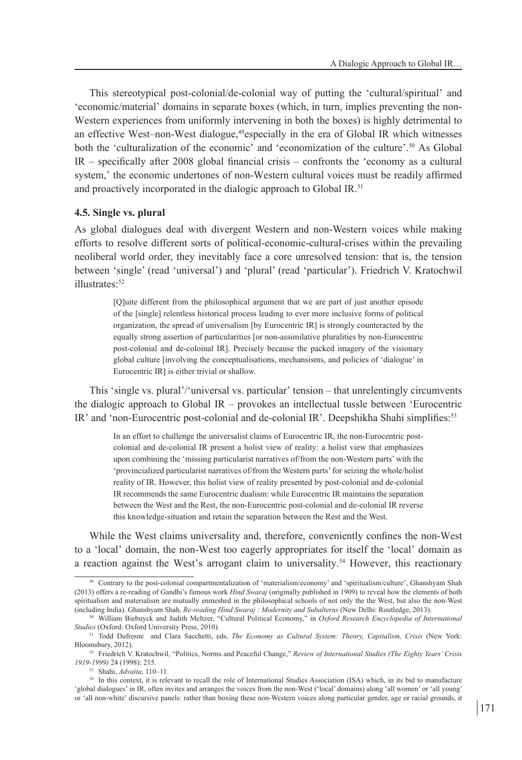This stereotypical post-colonial/de-colonial way of putting the 'cultural/spiritual' and 'economic/material' domains in separate boxes (which, in turn, implies preventing the non-Western experiences from uniformly intervening in both the boxes) is highly detrimental to an effective West–non-West dialogue,[49]especially in the era of Global IR which witnesses both the 'culturalization of the economic' and 'economization of the culture'.[50] As Global IR – specifically after 2008 global financial crisis – confronts the 'economy as a cultural system,' the economic undertones of non-Western cultural voices must be readily affirmed and proactively incorporated in the dialogic approach to Global IR.[51]

### 4.5. Single vs. plural

As global dialogues deal with divergent Western and non-Western voices while making efforts to resolve different sorts of political-economic-cultural-crises within the prevailing neoliberal world order, they inevitably face a core unresolved tension: that is, the tension between 'single' (read 'universal') and 'plural' (read 'particular'). Friedrich V. Kratochwil illustrates:[52]

> [Q]uite different from the philosophical argument that we are part of just another episode of the [single] relentless historical process leading to ever more inclusive forms of political organization, the spread of universalism [by Eurocentric IR] is strongly counteracted by the equally strong assertion of particularities [or non-assimilative pluralities by non-Eurocentric post-colonial and de-coloinal IR]. Precisely because the packed imagery of the visionary global culture [involving the conceptualisations, mechansisms, and policies of 'dialogue' in Eurocentric IR] is either trivial or shallow.

This 'single vs. plural'/'universal vs. particular' tension – that unrelentingly circumvents the dialogic approach to Global IR – provokes an intellectual tussle between 'Eurocentric IR' and 'non-Eurocentric post-colonial and de-colonial IR'. Deepshikha Shahi simplifies:[53]

> In an effort to challenge the universalist claims of Eurocentric IR, the non-Eurocentric post-colonial and de-colonial IR present a holist view of reality: a holist view that emphasizes upon combining the 'missing particularist narratives of/from the non-Western parts' with the 'provincialized particularist narratives of/from the Western parts' for seizing the whole/holist reality of IR. However, this holist view of reality presented by post-colonial and de-colonial IR recommends the same Eurocentric dualism: while Eurocentric IR maintains the separation between the West and the Rest, the non-Eurocentric post-colonial and de-colonial IR reverse this knowledge-situation and retain the separation between the Rest and the West.

While the West claims universality and, therefore, conveniently confines the non-West to a 'local' domain, the non-West too eagerly appropriates for itself the 'local' domain as a reaction against the West's arrogant claim to universality.[54] However, this reactionary

---

[49] Contrary to the post-colonial compartmentalization of 'materialism/economy' and 'spiritualism/culture', Ghanshyam Shah (2013) offers a re-reading of Gandhi's famous work *Hind Swaraj* (originally published in 1909) to reveal how the elements of both spiritualism and materialism are mutually enmeshed in the philosophical schools of not only the the West, but also the non-West (including India). Ghanshyam Shah, *Re-reading Hind Swaraj : Modernity and Subalterns* (New Delhi: Routledge, 2013).

[50] William Biebuyck and Judith Meltzer, "Cultural Political Economy," in *Oxford Research Encyclopedia of International Studies* (Oxford: Oxford University Press, 2010).

[51] Todd Dufresne and Clara Sacchetti, eds, *The Economy as Cultural System: Theory, Capitalism, Crisis* (New York: Bloomsbury, 2012).

[52] Friedrich V. Kratochwil, "Politics, Norms and Peaceful Change," *Review of International Studies (The Eighty Years' Crisis 1919-1999)* 24 (1998): 215.

[53] Shahi, *Advaita*, 110–11.

[54] In this context, it is relevant to recall the role of International Studies Association (ISA) which, in its bid to manufacture 'global dialogues' in IR, often invites and arranges the voices from the non-West ('local' domains) along 'all women' or 'all young' or 'all non-white' discursive panels: rather than boxing these non-Western voices along particular gender, age or racial grounds, it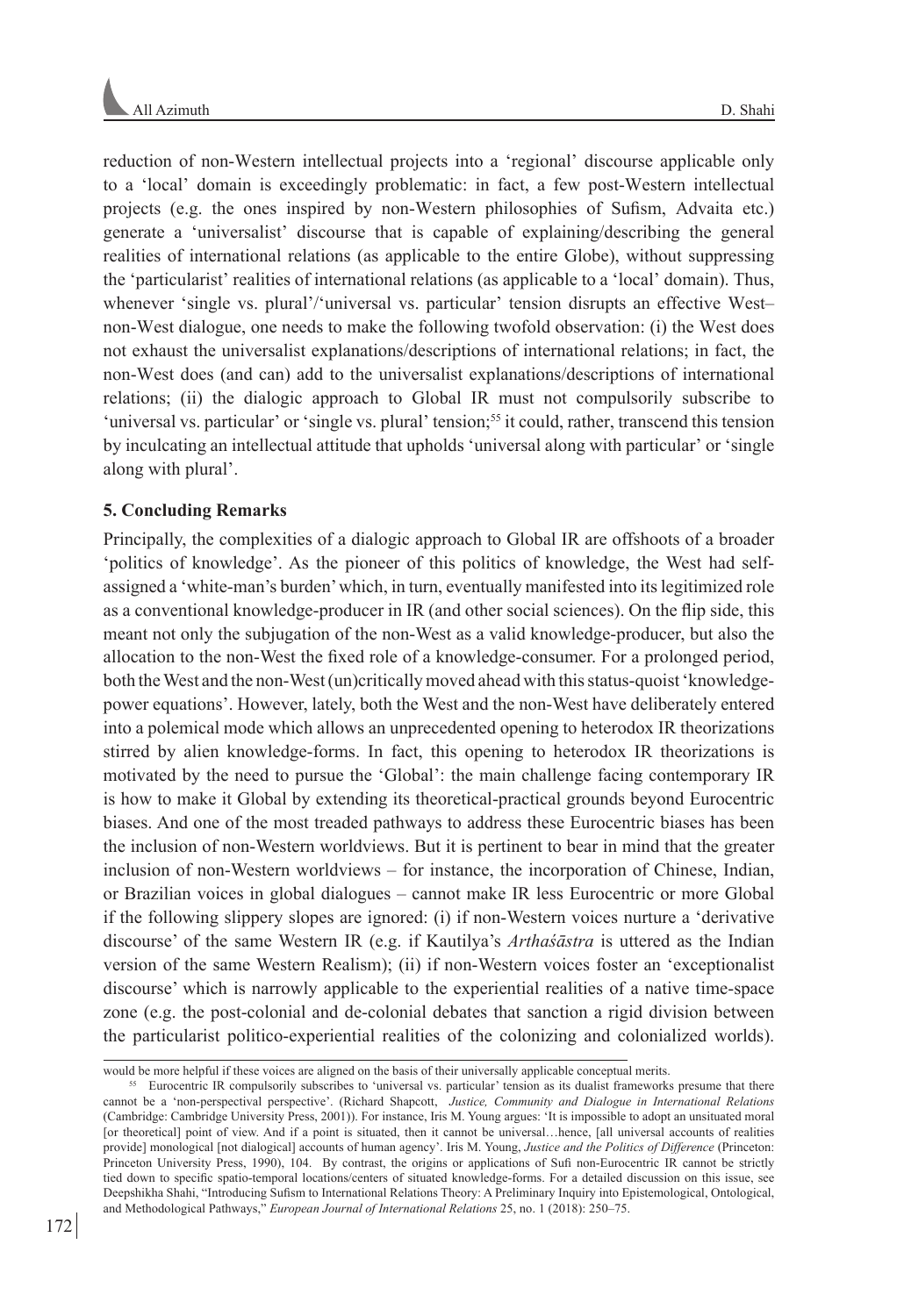reduction of non-Western intellectual projects into a 'regional' discourse applicable only to a 'local' domain is exceedingly problematic: in fact, a few post-Western intellectual projects (e.g. the ones inspired by non-Western philosophies of Sufism, Advaita etc.) generate a 'universalist' discourse that is capable of explaining/describing the general realities of international relations (as applicable to the entire Globe), without suppressing the 'particularist' realities of international relations (as applicable to a 'local' domain). Thus, whenever 'single vs. plural'/'universal vs. particular' tension disrupts an effective West–non-West dialogue, one needs to make the following twofold observation: (i) the West does not exhaust the universalist explanations/descriptions of international relations; in fact, the non-West does (and can) add to the universalist explanations/descriptions of international relations; (ii) the dialogic approach to Global IR must not compulsorily subscribe to 'universal vs. particular' or 'single vs. plural' tension;[55] it could, rather, transcend this tension by inculcating an intellectual attitude that upholds 'universal along with particular' or 'single along with plural'.

### 5. Concluding Remarks

Principally, the complexities of a dialogic approach to Global IR are offshoots of a broader 'politics of knowledge'. As the pioneer of this politics of knowledge, the West had self-assigned a 'white-man's burden' which, in turn, eventually manifested into its legitimized role as a conventional knowledge-producer in IR (and other social sciences). On the flip side, this meant not only the subjugation of the non-West as a valid knowledge-producer, but also the allocation to the non-West the fixed role of a knowledge-consumer. For a prolonged period, both the West and the non-West (un)critically moved ahead with this status-quoist 'knowledge-power equations'. However, lately, both the West and the non-West have deliberately entered into a polemical mode which allows an unprecedented opening to heterodox IR theorizations stirred by alien knowledge-forms. In fact, this opening to heterodox IR theorizations is motivated by the need to pursue the 'Global': the main challenge facing contemporary IR is how to make it Global by extending its theoretical-practical grounds beyond Eurocentric biases. And one of the most treaded pathways to address these Eurocentric biases has been the inclusion of non-Western worldviews. But it is pertinent to bear in mind that the greater inclusion of non-Western worldviews – for instance, the incorporation of Chinese, Indian, or Brazilian voices in global dialogues – cannot make IR less Eurocentric or more Global if the following slippery slopes are ignored: (i) if non-Western voices nurture a 'derivative discourse' of the same Western IR (e.g. if Kautilya's *Arthaśāstra* is uttered as the Indian version of the same Western Realism); (ii) if non-Western voices foster an 'exceptionalist discourse' which is narrowly applicable to the experiential realities of a native time-space zone (e.g. the post-colonial and de-colonial debates that sanction a rigid division between the particularist politico-experiential realities of the colonizing and colonialized worlds).

---

would be more helpful if these voices are aligned on the basis of their universally applicable conceptual merits.

[55] Eurocentric IR compulsorily subscribes to 'universal vs. particular' tension as its dualist frameworks presume that there cannot be a 'non-perspectival perspective'. (Richard Shapcott, *Justice, Community and Dialogue in International Relations* (Cambridge: Cambridge University Press, 2001)). For instance, Iris M. Young argues: 'It is impossible to adopt an unsituated moral [or theoretical] point of view. And if a point is situated, then it cannot be universal…hence, [all universal accounts of realities provide] monological [not dialogical] accounts of human agency'. Iris M. Young, *Justice and the Politics of Difference* (Princeton: Princeton University Press, 1990), 104. By contrast, the origins or applications of Sufi non-Eurocentric IR cannot be strictly tied down to specific spatio-temporal locations/centers of situated knowledge-forms. For a detailed discussion on this issue, see Deepshikha Shahi, "Introducing Sufism to International Relations Theory: A Preliminary Inquiry into Epistemological, Ontological, and Methodological Pathways," *European Journal of International Relations* 25, no. 1 (2018): 250–75.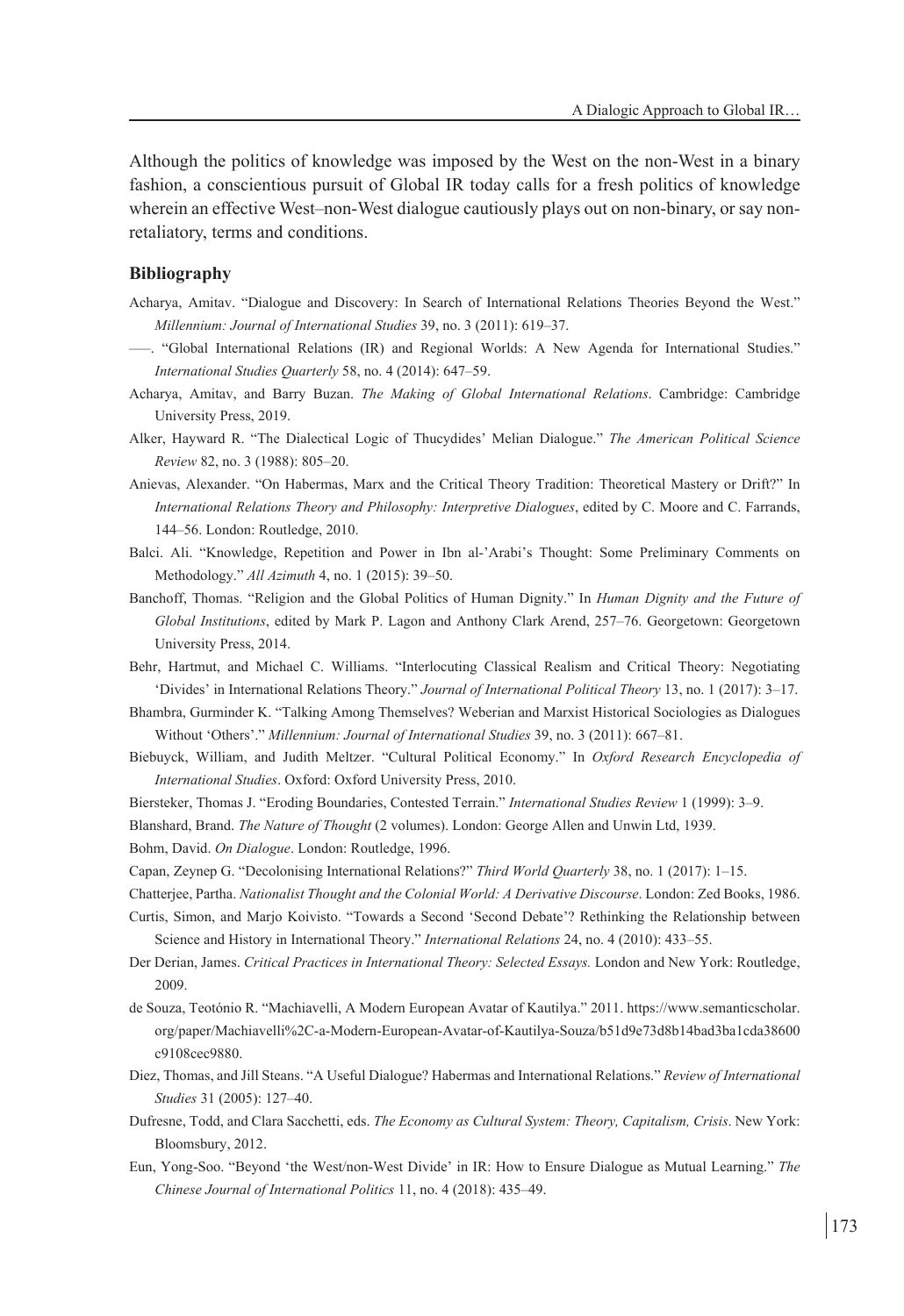Although the politics of knowledge was imposed by the West on the non-West in a binary fashion, a conscientious pursuit of Global IR today calls for a fresh politics of knowledge wherein an effective West–non-West dialogue cautiously plays out on non-binary, or say non-retaliatory, terms and conditions.

### Bibliography

Acharya, Amitav. "Dialogue and Discovery: In Search of International Relations Theories Beyond the West." *Millennium: Journal of International Studies* 39, no. 3 (2011): 619–37.

–––. "Global International Relations (IR) and Regional Worlds: A New Agenda for International Studies." *International Studies Quarterly* 58, no. 4 (2014): 647–59.

Acharya, Amitav, and Barry Buzan. *The Making of Global International Relations*. Cambridge: Cambridge University Press, 2019.

Alker, Hayward R. "The Dialectical Logic of Thucydides' Melian Dialogue." *The American Political Science Review* 82, no. 3 (1988): 805–20.

Anievas, Alexander. "On Habermas, Marx and the Critical Theory Tradition: Theoretical Mastery or Drift?" In *International Relations Theory and Philosophy: Interpretive Dialogues*, edited by C. Moore and C. Farrands, 144–56. London: Routledge, 2010.

Balci. Ali. "Knowledge, Repetition and Power in Ibn al-'Arabi's Thought: Some Preliminary Comments on Methodology." *All Azimuth* 4, no. 1 (2015): 39–50.

Banchoff, Thomas. "Religion and the Global Politics of Human Dignity." In *Human Dignity and the Future of Global Institutions*, edited by Mark P. Lagon and Anthony Clark Arend, 257–76. Georgetown: Georgetown University Press, 2014.

Behr, Hartmut, and Michael C. Williams. "Interlocuting Classical Realism and Critical Theory: Negotiating 'Divides' in International Relations Theory." *Journal of International Political Theory* 13, no. 1 (2017): 3–17.

Bhambra, Gurminder K. "Talking Among Themselves? Weberian and Marxist Historical Sociologies as Dialogues Without 'Others'." *Millennium: Journal of International Studies* 39, no. 3 (2011): 667–81.

Biebuyck, William, and Judith Meltzer. "Cultural Political Economy." In *Oxford Research Encyclopedia of International Studies*. Oxford: Oxford University Press, 2010.

Biersteker, Thomas J. "Eroding Boundaries, Contested Terrain." *International Studies Review* 1 (1999): 3–9.

Blanshard, Brand. *The Nature of Thought* (2 volumes). London: George Allen and Unwin Ltd, 1939.

Bohm, David. *On Dialogue*. London: Routledge, 1996.

Capan, Zeynep G. "Decolonising International Relations?" *Third World Quarterly* 38, no. 1 (2017): 1–15.

Chatterjee, Partha. *Nationalist Thought and the Colonial World: A Derivative Discourse*. London: Zed Books, 1986.

Curtis, Simon, and Marjo Koivisto. "Towards a Second 'Second Debate'? Rethinking the Relationship between Science and History in International Theory." *International Relations* 24, no. 4 (2010): 433–55.

Der Derian, James. *Critical Practices in International Theory: Selected Essays.* London and New York: Routledge, 2009.

de Souza, Teotónio R. "Machiavelli, A Modern European Avatar of Kautilya." 2011. https://www.semanticscholar.org/paper/Machiavelli%2C-a-Modern-European-Avatar-of-Kautilya-Souza/b51d9e73d8b14bad3ba1cda38600c9108cec9880.

Diez, Thomas, and Jill Steans. "A Useful Dialogue? Habermas and International Relations." *Review of International Studies* 31 (2005): 127–40.

Dufresne, Todd, and Clara Sacchetti, eds. *The Economy as Cultural System: Theory, Capitalism, Crisis*. New York: Bloomsbury, 2012.

Eun, Yong-Soo. "Beyond 'the West/non-West Divide' in IR: How to Ensure Dialogue as Mutual Learning." *The Chinese Journal of International Politics* 11, no. 4 (2018): 435–49.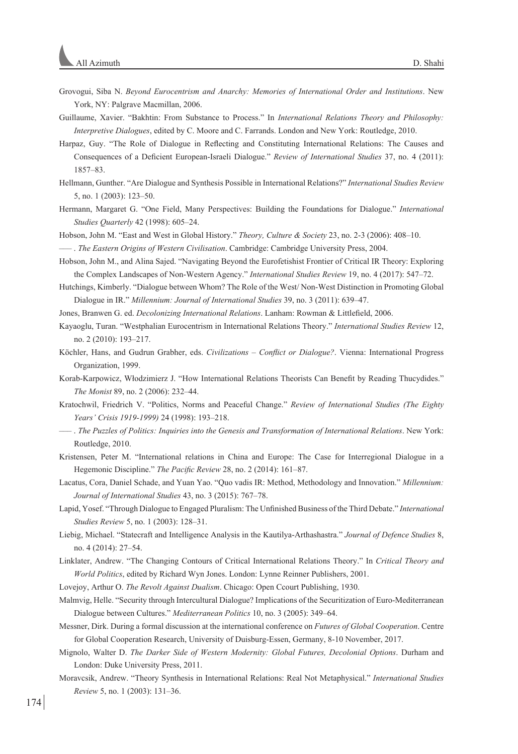Grovogui, Siba N. *Beyond Eurocentrism and Anarchy: Memories of International Order and Institutions*. New York, NY: Palgrave Macmillan, 2006.

Guillaume, Xavier. "Bakhtin: From Substance to Process." In *International Relations Theory and Philosophy: Interpretive Dialogues*, edited by C. Moore and C. Farrands. London and New York: Routledge, 2010.

Harpaz, Guy. "The Role of Dialogue in Reflecting and Constituting International Relations: The Causes and Consequences of a Deficient European-Israeli Dialogue." *Review of International Studies* 37, no. 4 (2011): 1857–83.

Hellmann, Gunther. "Are Dialogue and Synthesis Possible in International Relations?" *International Studies Review* 5, no. 1 (2003): 123–50.

Hermann, Margaret G. "One Field, Many Perspectives: Building the Foundations for Dialogue." *International Studies Quarterly* 42 (1998): 605–24.

Hobson, John M. "East and West in Global History." *Theory, Culture & Society* 23, no. 2-3 (2006): 408–10.

––– . *The Eastern Origins of Western Civilisation*. Cambridge: Cambridge University Press, 2004.

Hobson, John M., and Alina Sajed. "Navigating Beyond the Eurofetishist Frontier of Critical IR Theory: Exploring the Complex Landscapes of Non-Western Agency." *International Studies Review* 19, no. 4 (2017): 547–72.

Hutchings, Kimberly. "Dialogue between Whom? The Role of the West/ Non-West Distinction in Promoting Global Dialogue in IR." *Millennium: Journal of International Studies* 39, no. 3 (2011): 639–47.

Jones, Branwen G. ed. *Decolonizing International Relations*. Lanham: Rowman & Littlefield, 2006.

Kayaoglu, Turan. "Westphalian Eurocentrism in International Relations Theory." *International Studies Review* 12, no. 2 (2010): 193–217.

Köchler, Hans, and Gudrun Grabher, eds. *Civilizations – Conflict or Dialogue?*. Vienna: International Progress Organization, 1999.

Korab-Karpowicz, Włodzimierz J. "How International Relations Theorists Can Benefit by Reading Thucydides." *The Monist* 89, no. 2 (2006): 232–44.

Kratochwil, Friedrich V. "Politics, Norms and Peaceful Change." *Review of International Studies (The Eighty Years' Crisis 1919-1999)* 24 (1998): 193–218.

––– . *The Puzzles of Politics: Inquiries into the Genesis and Transformation of International Relations*. New York: Routledge, 2010.

Kristensen, Peter M. "International relations in China and Europe: The Case for Interregional Dialogue in a Hegemonic Discipline." *The Pacific Review* 28, no. 2 (2014): 161–87.

Lacatus, Cora, Daniel Schade, and Yuan Yao. "Quo vadis IR: Method, Methodology and Innovation." *Millennium: Journal of International Studies* 43, no. 3 (2015): 767–78.

Lapid, Yosef. "Through Dialogue to Engaged Pluralism: The Unfinished Business of the Third Debate." *International Studies Review* 5, no. 1 (2003): 128–31.

Liebig, Michael. "Statecraft and Intelligence Analysis in the Kautilya-Arthashastra." *Journal of Defence Studies* 8, no. 4 (2014): 27–54.

Linklater, Andrew. "The Changing Contours of Critical International Relations Theory." In *Critical Theory and World Politics*, edited by Richard Wyn Jones. London: Lynne Reinner Publishers, 2001.

Lovejoy, Arthur O. *The Revolt Against Dualism*. Chicago: Open Ccourt Publishing, 1930.

Malmvig, Helle. "Security through Intercultural Dialogue? Implications of the Securitization of Euro-Mediterranean Dialogue between Cultures." *Mediterranean Politics* 10, no. 3 (2005): 349–64.

Messner, Dirk. During a formal discussion at the international conference on *Futures of Global Cooperation*. Centre for Global Cooperation Research, University of Duisburg-Essen, Germany, 8-10 November, 2017.

Mignolo, Walter D. *The Darker Side of Western Modernity: Global Futures, Decolonial Options*. Durham and London: Duke University Press, 2011.

Moravcsik, Andrew. "Theory Synthesis in International Relations: Real Not Metaphysical." *International Studies Review* 5, no. 1 (2003): 131–36.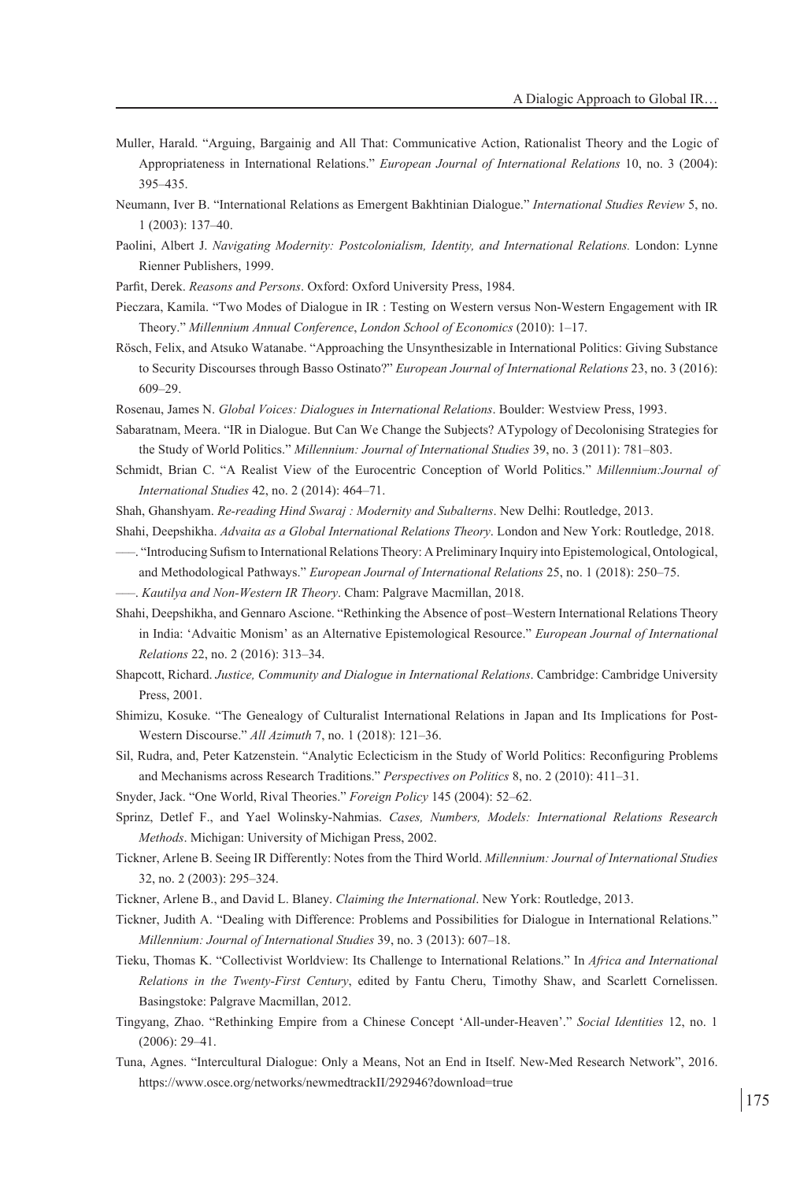Muller, Harald. “Arguing, Bargainig and All That: Communicative Action, Rationalist Theory and the Logic of Appropriateness in International Relations.” *European Journal of International Relations* 10, no. 3 (2004): 395–435.

Neumann, Iver B. “International Relations as Emergent Bakhtinian Dialogue.” *International Studies Review* 5, no. 1 (2003): 137–40.

Paolini, Albert J. *Navigating Modernity: Postcolonialism, Identity, and International Relations.* London: Lynne Rienner Publishers, 1999.

Parfit, Derek. *Reasons and Persons*. Oxford: Oxford University Press, 1984.

Pieczara, Kamila. “Two Modes of Dialogue in IR : Testing on Western versus Non-Western Engagement with IR Theory.” *Millennium Annual Conference*, *London School of Economics* (2010): 1–17.

Rösch, Felix, and Atsuko Watanabe. “Approaching the Unsynthesizable in International Politics: Giving Substance to Security Discourses through Basso Ostinato?” *European Journal of International Relations* 23, no. 3 (2016): 609–29.

Rosenau, James N. *Global Voices: Dialogues in International Relations*. Boulder: Westview Press, 1993.

Sabaratnam, Meera. “IR in Dialogue. But Can We Change the Subjects? ATypology of Decolonising Strategies for the Study of World Politics.” *Millennium: Journal of International Studies* 39, no. 3 (2011): 781–803.

Schmidt, Brian C. “A Realist View of the Eurocentric Conception of World Politics.” *Millennium:Journal of International Studies* 42, no. 2 (2014): 464–71.

Shah, Ghanshyam. *Re-reading Hind Swaraj : Modernity and Subalterns*. New Delhi: Routledge, 2013.

Shahi, Deepshikha. *Advaita as a Global International Relations Theory*. London and New York: Routledge, 2018.

–––. “Introducing Sufism to International Relations Theory: A Preliminary Inquiry into Epistemological, Ontological, and Methodological Pathways.” *European Journal of International Relations* 25, no. 1 (2018): 250–75.

–––. *Kautilya and Non-Western IR Theory*. Cham: Palgrave Macmillan, 2018.

Shahi, Deepshikha, and Gennaro Ascione. “Rethinking the Absence of post–Western International Relations Theory in India: ‘Advaitic Monism’ as an Alternative Epistemological Resource.” *European Journal of International Relations* 22, no. 2 (2016): 313–34.

Shapcott, Richard. *Justice, Community and Dialogue in International Relations*. Cambridge: Cambridge University Press, 2001.

Shimizu, Kosuke. “The Genealogy of Culturalist International Relations in Japan and Its Implications for Post-Western Discourse.” *All Azimuth* 7, no. 1 (2018): 121–36.

Sil, Rudra, and, Peter Katzenstein. “Analytic Eclecticism in the Study of World Politics: Reconfiguring Problems and Mechanisms across Research Traditions.” *Perspectives on Politics* 8, no. 2 (2010): 411–31.

Snyder, Jack. “One World, Rival Theories.” *Foreign Policy* 145 (2004): 52–62.

Sprinz, Detlef F., and Yael Wolinsky-Nahmias. *Cases, Numbers, Models: International Relations Research Methods*. Michigan: University of Michigan Press, 2002.

Tickner, Arlene B. Seeing IR Differently: Notes from the Third World. *Millennium: Journal of International Studies* 32, no. 2 (2003): 295–324.

Tickner, Arlene B., and David L. Blaney. *Claiming the International*. New York: Routledge, 2013.

Tickner, Judith A. “Dealing with Difference: Problems and Possibilities for Dialogue in International Relations.” *Millennium: Journal of International Studies* 39, no. 3 (2013): 607–18.

Tieku, Thomas K. “Collectivist Worldview: Its Challenge to International Relations.” In *Africa and International Relations in the Twenty-First Century*, edited by Fantu Cheru, Timothy Shaw, and Scarlett Cornelissen. Basingstoke: Palgrave Macmillan, 2012.

Tingyang, Zhao. “Rethinking Empire from a Chinese Concept ‘All-under-Heaven’.” *Social Identities* 12, no. 1 (2006): 29–41.

Tuna, Agnes. “Intercultural Dialogue: Only a Means, Not an End in Itself. New-Med Research Network”, 2016. https://www.osce.org/networks/newmedtrackII/292946?download=true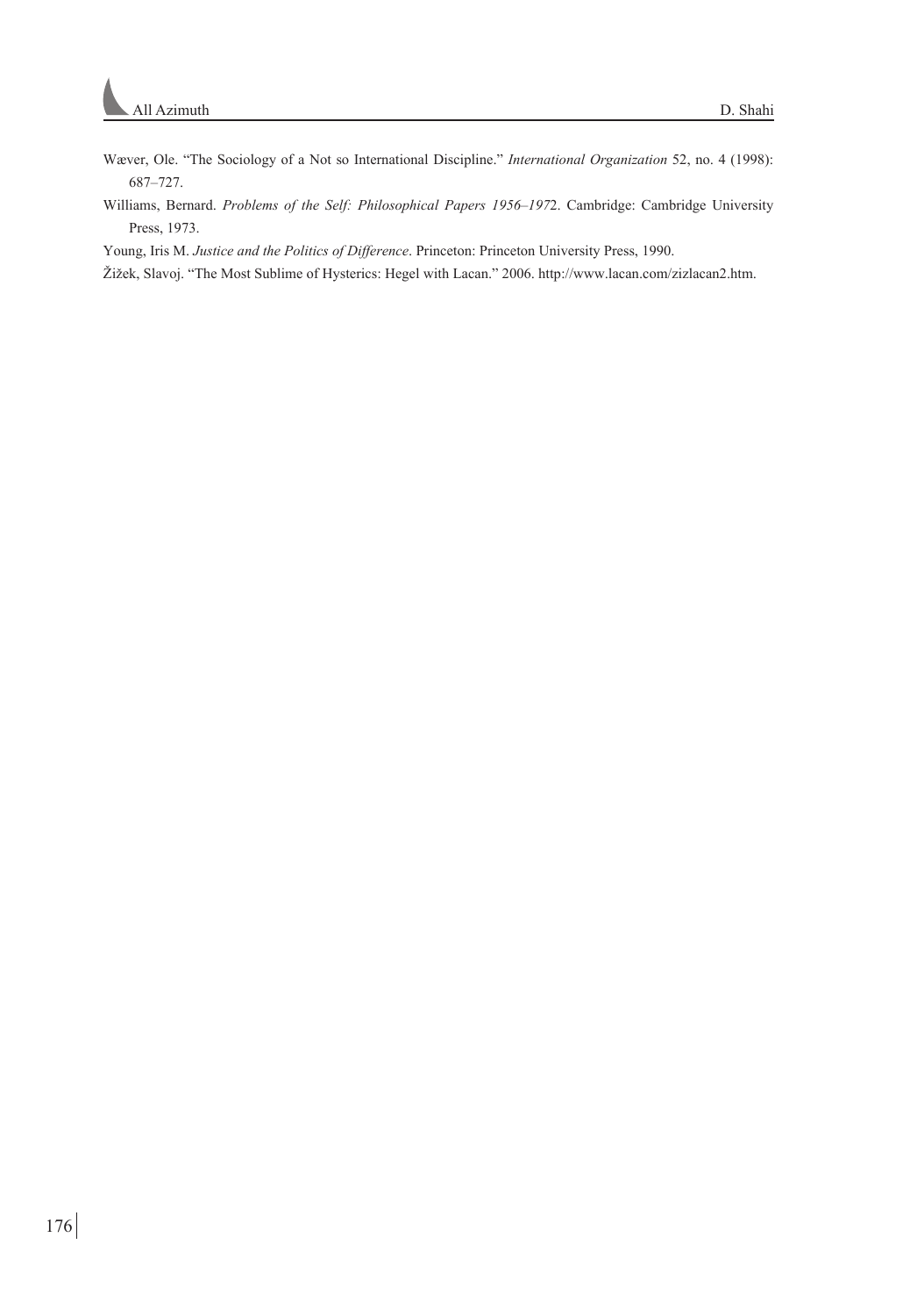Wæver, Ole. "The Sociology of a Not so International Discipline." *International Organization* 52, no. 4 (1998): 687–727.

Williams, Bernard. *Problems of the Self: Philosophical Papers 1956–197*2. Cambridge: Cambridge University Press, 1973.

Young, Iris M. *Justice and the Politics of Difference*. Princeton: Princeton University Press, 1990.

Žižek, Slavoj. "The Most Sublime of Hysterics: Hegel with Lacan." 2006. http://www.lacan.com/zizlacan2.htm.